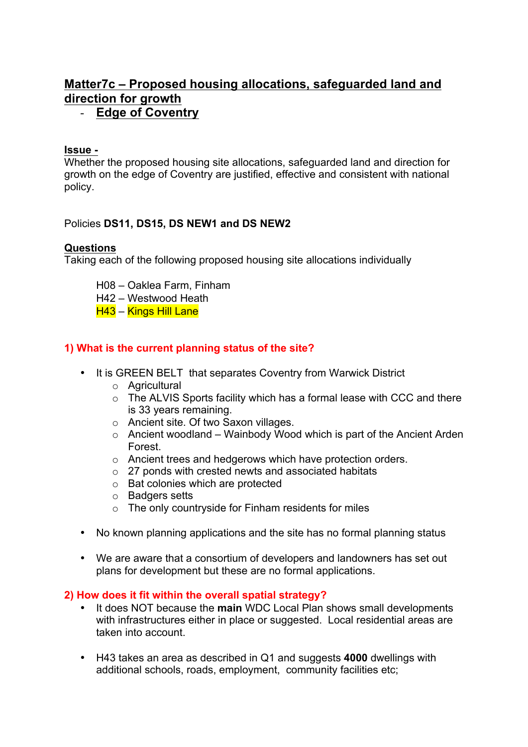## Matter7c – Proposed housing allocations, safeguarded land and direction for growth

- **Edge of Coventry**

**Issue -**

Whether the proposed housing site allocations, safeguarded land and direction for growth on the edge of Coventry are justified, effective and consistent with national policy.

Policies **DS11, DS15, DS NEW1 and DS NEW2**

**Questions**

Taking each of the following proposed housing site allocations individually

H08 – Oaklea Farm, Finham
H42 – Westwood Heath
H43 – Kings Hill Lane

**1) What is the current planning status of the site?**

- It is GREEN BELT that separates Coventry from Warwick District
  - Agricultural
  - The ALVIS Sports facility which has a formal lease with CCC and there is 33 years remaining.
  - Ancient site. Of two Saxon villages.
  - Ancient woodland – Wainbody Wood which is part of the Ancient Arden Forest.
  - Ancient trees and hedgerows which have protection orders.
  - 27 ponds with crested newts and associated habitats
  - Bat colonies which are protected
  - Badgers setts
  - The only countryside for Finham residents for miles
- No known planning applications and the site has no formal planning status
- We are aware that a consortium of developers and landowners has set out plans for development but these are no formal applications.

**2) How does it fit within the overall spatial strategy?**

- It does NOT because the **main** WDC Local Plan shows small developments with infrastructures either in place or suggested. Local residential areas are taken into account.
- H43 takes an area as described in Q1 and suggests **4000** dwellings with additional schools, roads, employment, community facilities etc;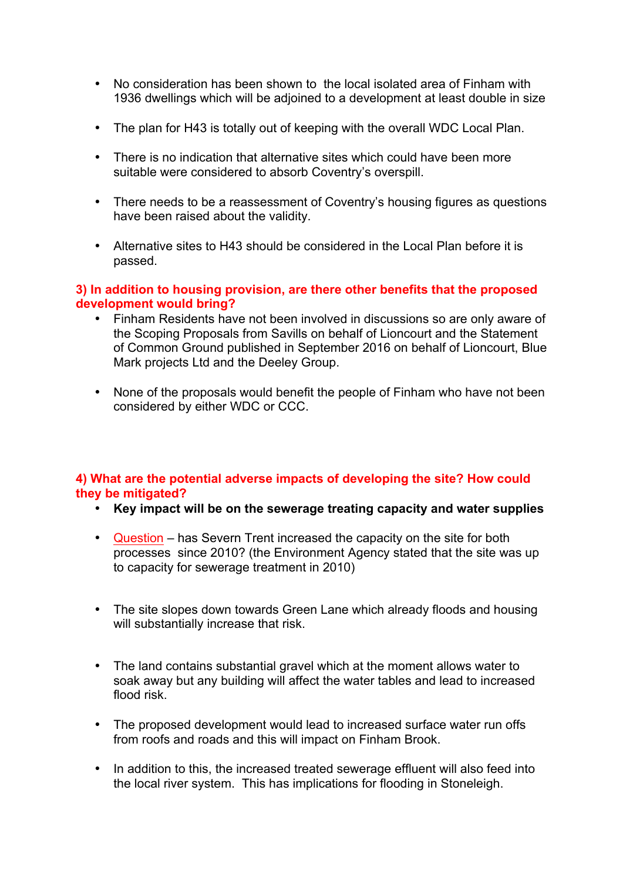- No consideration has been shown to  the local isolated area of Finham with 1936 dwellings which will be adjoined to a development at least double in size

- The plan for H43 is totally out of keeping with the overall WDC Local Plan.

- There is no indication that alternative sites which could have been more suitable were considered to absorb Coventry's overspill.

- There needs to be a reassessment of Coventry's housing figures as questions have been raised about the validity.

- Alternative sites to H43 should be considered in the Local Plan before it is passed.

### 3) In addition to housing provision, are there other benefits that the proposed development would bring?

- Finham Residents have not been involved in discussions so are only aware of the Scoping Proposals from Savills on behalf of Lioncourt and the Statement of Common Ground published in September 2016 on behalf of Lioncourt, Blue Mark projects Ltd and the Deeley Group.

- None of the proposals would benefit the people of Finham who have not been considered by either WDC or CCC.

### 4) What are the potential adverse impacts of developing the site? How could they be mitigated?

- **Key impact will be on the sewerage treating capacity and water supplies**

- Question – has Severn Trent increased the capacity on the site for both processes  since 2010? (the Environment Agency stated that the site was up to capacity for sewerage treatment in 2010)

- The site slopes down towards Green Lane which already floods and housing will substantially increase that risk.

- The land contains substantial gravel which at the moment allows water to soak away but any building will affect the water tables and lead to increased flood risk.

- The proposed development would lead to increased surface water run offs from roofs and roads and this will impact on Finham Brook.

- In addition to this, the increased treated sewerage effluent will also feed into the local river system.  This has implications for flooding in Stoneleigh.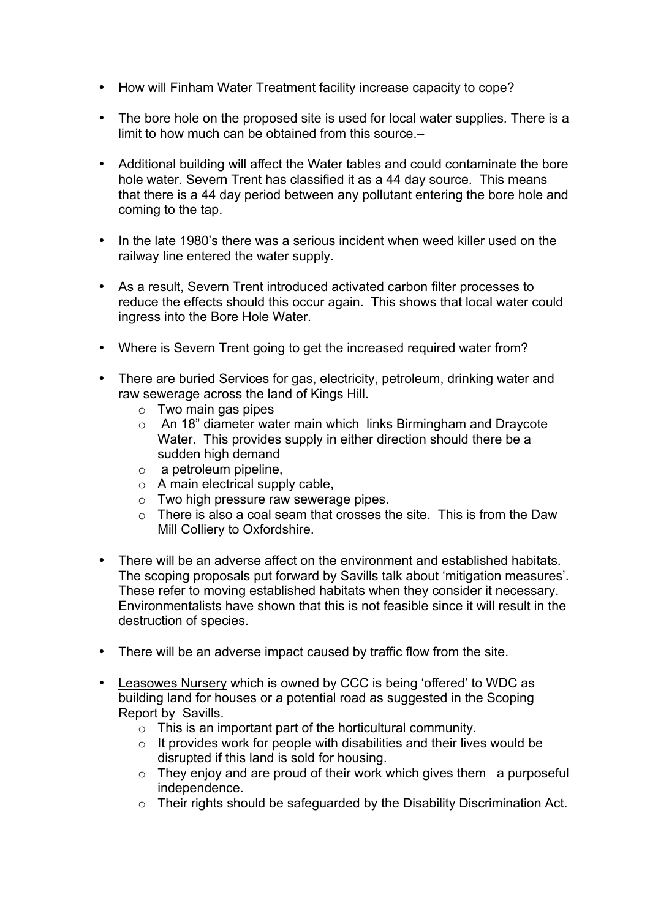- How will Finham Water Treatment facility increase capacity to cope?

- The bore hole on the proposed site is used for local water supplies. There is a limit to how much can be obtained from this source.–

- Additional building will affect the Water tables and could contaminate the bore hole water. Severn Trent has classified it as a 44 day source. This means that there is a 44 day period between any pollutant entering the bore hole and coming to the tap.

- In the late 1980's there was a serious incident when weed killer used on the railway line entered the water supply.

- As a result, Severn Trent introduced activated carbon filter processes to reduce the effects should this occur again. This shows that local water could ingress into the Bore Hole Water.

- Where is Severn Trent going to get the increased required water from?

- There are buried Services for gas, electricity, petroleum, drinking water and raw sewerage across the land of Kings Hill.
  - Two main gas pipes
  - An 18" diameter water main which links Birmingham and Draycote Water. This provides supply in either direction should there be a sudden high demand
  - a petroleum pipeline,
  - A main electrical supply cable,
  - Two high pressure raw sewerage pipes.
  - There is also a coal seam that crosses the site. This is from the Daw Mill Colliery to Oxfordshire.

- There will be an adverse affect on the environment and established habitats. The scoping proposals put forward by Savills talk about 'mitigation measures'. These refer to moving established habitats when they consider it necessary. Environmentalists have shown that this is not feasible since it will result in the destruction of species.

- There will be an adverse impact caused by traffic flow from the site.

- Leasowes Nursery which is owned by CCC is being 'offered' to WDC as building land for houses or a potential road as suggested in the Scoping Report by Savills.
  - This is an important part of the horticultural community.
  - It provides work for people with disabilities and their lives would be disrupted if this land is sold for housing.
  - They enjoy and are proud of their work which gives them a purposeful independence.
  - Their rights should be safeguarded by the Disability Discrimination Act.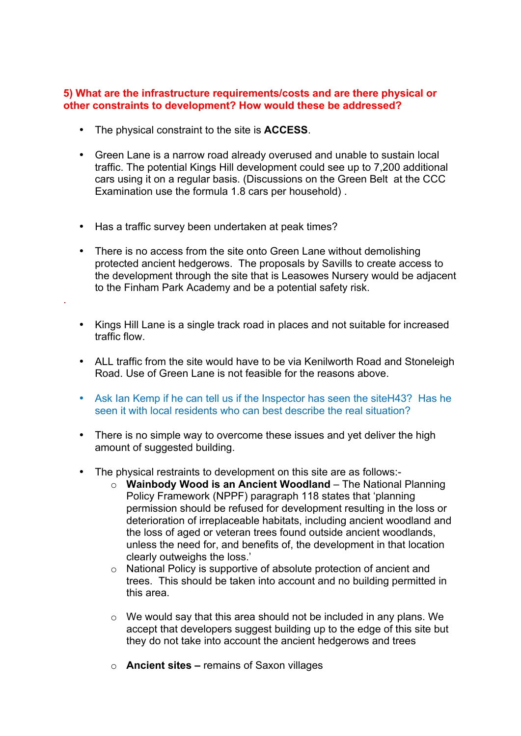**5) What are the infrastructure requirements/costs and are there physical or other constraints to development? How would these be addressed?**

- The physical constraint to the site is **ACCESS**.

- Green Lane is a narrow road already overused and unable to sustain local traffic. The potential Kings Hill development could see up to 7,200 additional cars using it on a regular basis. (Discussions on the Green Belt at the CCC Examination use the formula 1.8 cars per household) .

- Has a traffic survey been undertaken at peak times?

- There is no access from the site onto Green Lane without demolishing protected ancient hedgerows. The proposals by Savills to create access to the development through the site that is Leasowes Nursery would be adjacent to the Finham Park Academy and be a potential safety risk.

.

- Kings Hill Lane is a single track road in places and not suitable for increased traffic flow.

- ALL traffic from the site would have to be via Kenilworth Road and Stoneleigh Road. Use of Green Lane is not feasible for the reasons above.

- Ask Ian Kemp if he can tell us if the Inspector has seen the siteH43? Has he seen it with local residents who can best describe the real situation?

- There is no simple way to overcome these issues and yet deliver the high amount of suggested building.

- The physical restraints to development on this site are as follows:-
  - **Wainbody Wood is an Ancient Woodland** – The National Planning Policy Framework (NPPF) paragraph 118 states that 'planning permission should be refused for development resulting in the loss or deterioration of irreplaceable habitats, including ancient woodland and the loss of aged or veteran trees found outside ancient woodlands, unless the need for, and benefits of, the development in that location clearly outweighs the loss.'
  - National Policy is supportive of absolute protection of ancient and trees. This should be taken into account and no building permitted in this area.

  - We would say that this area should not be included in any plans. We accept that developers suggest building up to the edge of this site but they do not take into account the ancient hedgerows and trees

  - **Ancient sites –** remains of Saxon villages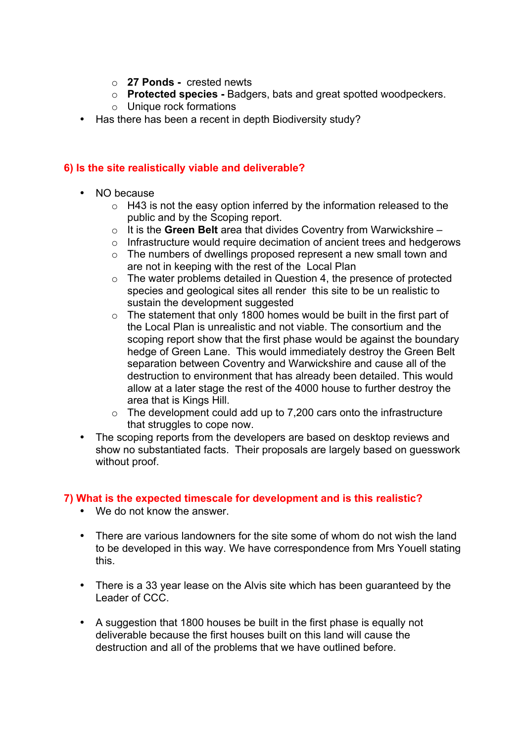- **27 Ponds -** crested newts
  - **Protected species -** Badgers, bats and great spotted woodpeckers.
  - Unique rock formations
- Has there has been a recent in depth Biodiversity study?

### 6) Is the site realistically viable and deliverable?

- NO because
  - H43 is not the easy option inferred by the information released to the public and by the Scoping report.
  - It is the **Green Belt** area that divides Coventry from Warwickshire –
  - Infrastructure would require decimation of ancient trees and hedgerows
  - The numbers of dwellings proposed represent a new small town and are not in keeping with the rest of the Local Plan
  - The water problems detailed in Question 4, the presence of protected species and geological sites all render this site to be un realistic to sustain the development suggested
  - The statement that only 1800 homes would be built in the first part of the Local Plan is unrealistic and not viable. The consortium and the scoping report show that the first phase would be against the boundary hedge of Green Lane. This would immediately destroy the Green Belt separation between Coventry and Warwickshire and cause all of the destruction to environment that has already been detailed. This would allow at a later stage the rest of the 4000 house to further destroy the area that is Kings Hill.
  - The development could add up to 7,200 cars onto the infrastructure that struggles to cope now.
- The scoping reports from the developers are based on desktop reviews and show no substantiated facts. Their proposals are largely based on guesswork without proof.

### 7) What is the expected timescale for development and is this realistic?

- We do not know the answer.
- There are various landowners for the site some of whom do not wish the land to be developed in this way. We have correspondence from Mrs Youell stating this.
- There is a 33 year lease on the Alvis site which has been guaranteed by the Leader of CCC.
- A suggestion that 1800 houses be built in the first phase is equally not deliverable because the first houses built on this land will cause the destruction and all of the problems that we have outlined before.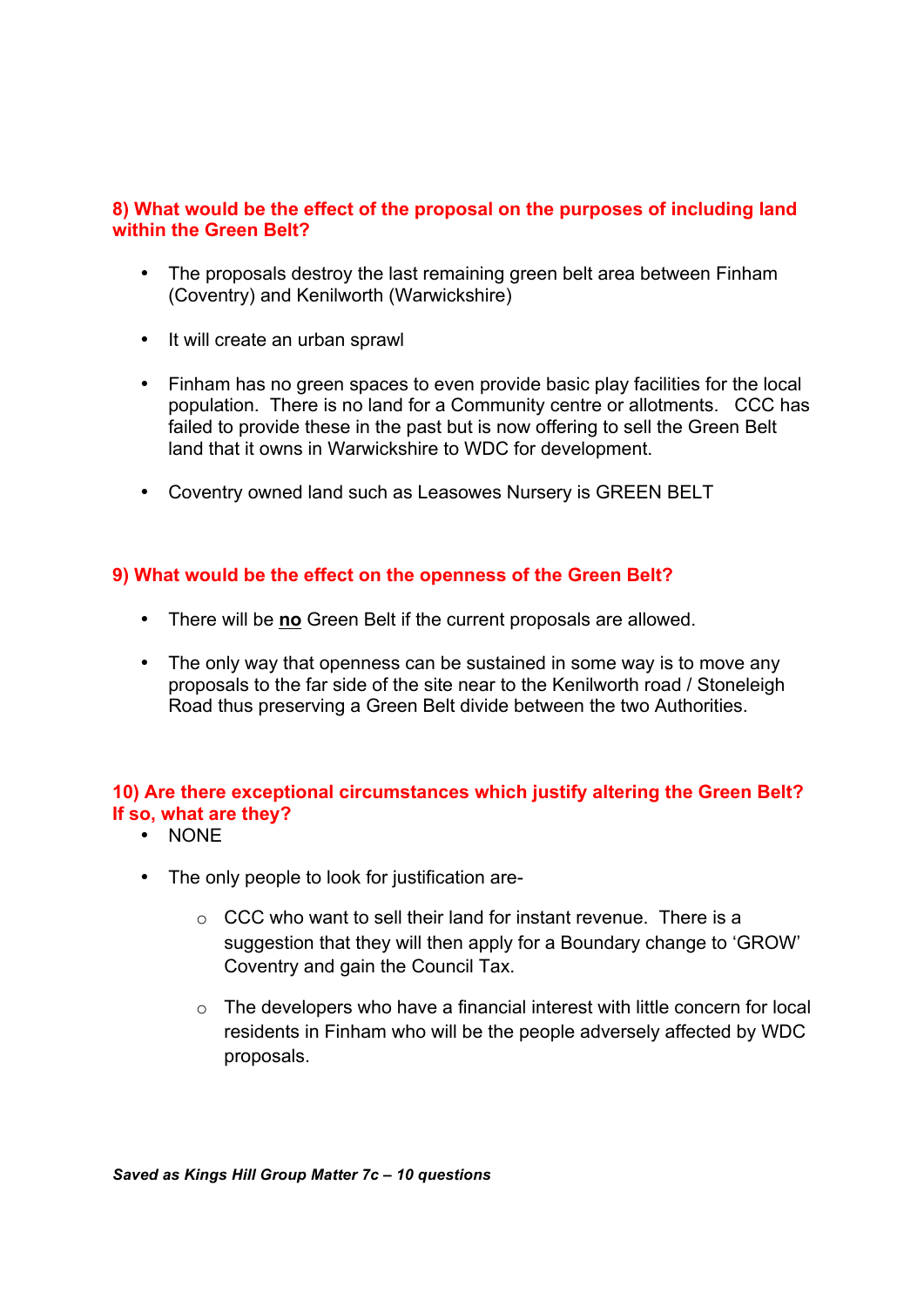**8) What would be the effect of the proposal on the purposes of including land within the Green Belt?**

- The proposals destroy the last remaining green belt area between Finham (Coventry) and Kenilworth (Warwickshire)
- It will create an urban sprawl
- Finham has no green spaces to even provide basic play facilities for the local population. There is no land for a Community centre or allotments. CCC has failed to provide these in the past but is now offering to sell the Green Belt land that it owns in Warwickshire to WDC for development.
- Coventry owned land such as Leasowes Nursery is GREEN BELT

**9) What would be the effect on the openness of the Green Belt?**

- There will be **no** Green Belt if the current proposals are allowed.
- The only way that openness can be sustained in some way is to move any proposals to the far side of the site near to the Kenilworth road / Stoneleigh Road thus preserving a Green Belt divide between the two Authorities.

**10) Are there exceptional circumstances which justify altering the Green Belt? If so, what are they?**

- NONE
- The only people to look for justification are-
  - CCC who want to sell their land for instant revenue. There is a suggestion that they will then apply for a Boundary change to 'GROW' Coventry and gain the Council Tax.
  - The developers who have a financial interest with little concern for local residents in Finham who will be the people adversely affected by WDC proposals.

***Saved as Kings Hill Group Matter 7c – 10 questions***